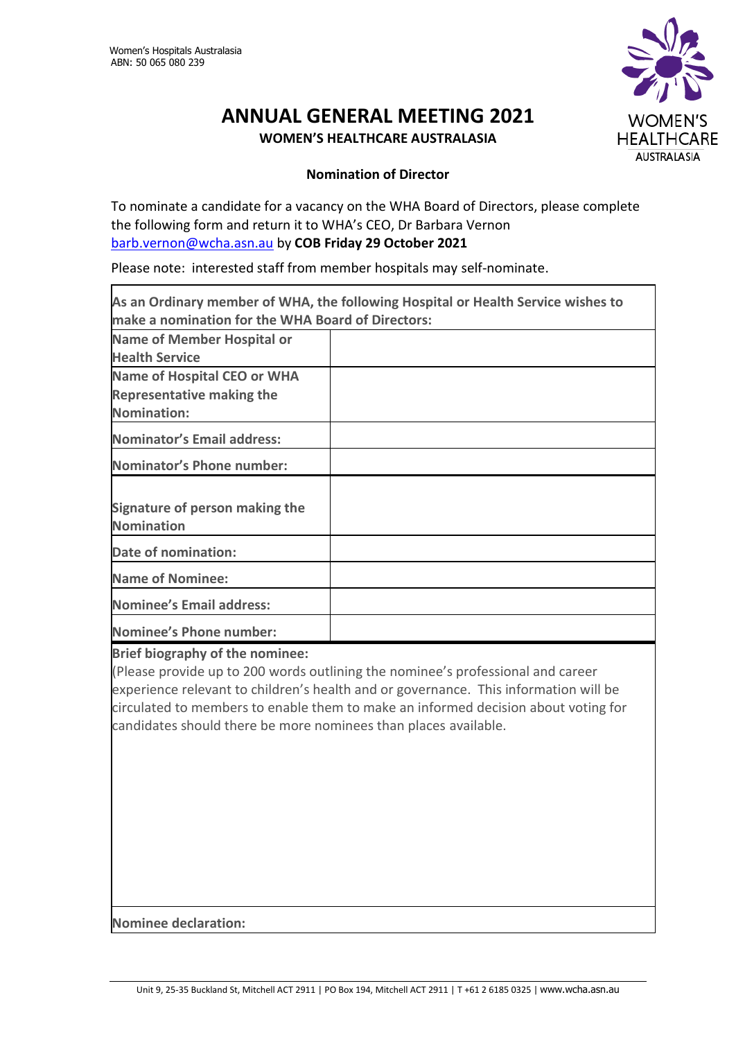Women's Hospitals Australasia
ABN: 50 065 080 239

# ANNUAL GENERAL MEETING 2021

**WOMEN'S HEALTHCARE AUSTRALASIA**

**Nomination of Director**

To nominate a candidate for a vacancy on the WHA Board of Directors, please complete the following form and return it to WHA's CEO, Dr Barbara Vernon barb.vernon@wcha.asn.au by **COB Friday 29 October 2021**

Please note: interested staff from member hospitals may self-nominate.

| **As an Ordinary member of WHA, the following Hospital or Health Service wishes to make a nomination for the WHA Board of Directors:** | |
|---|---|
| **Name of Member Hospital or Health Service** | |
| **Name of Hospital CEO or WHA Representative making the Nomination:** | |
| **Nominator's Email address:** | |
| **Nominator's Phone number:** | |
| **Signature of person making the Nomination** | |
| **Date of nomination:** | |
| **Name of Nominee:** | |
| **Nominee's Email address:** | |
| **Nominee's Phone number:** | |

**Brief biography of the nominee:**
(Please provide up to 200 words outlining the nominee's professional and career experience relevant to children's health and or governance. This information will be circulated to members to enable them to make an informed decision about voting for candidates should there be more nominees than places available.

**Nominee declaration:**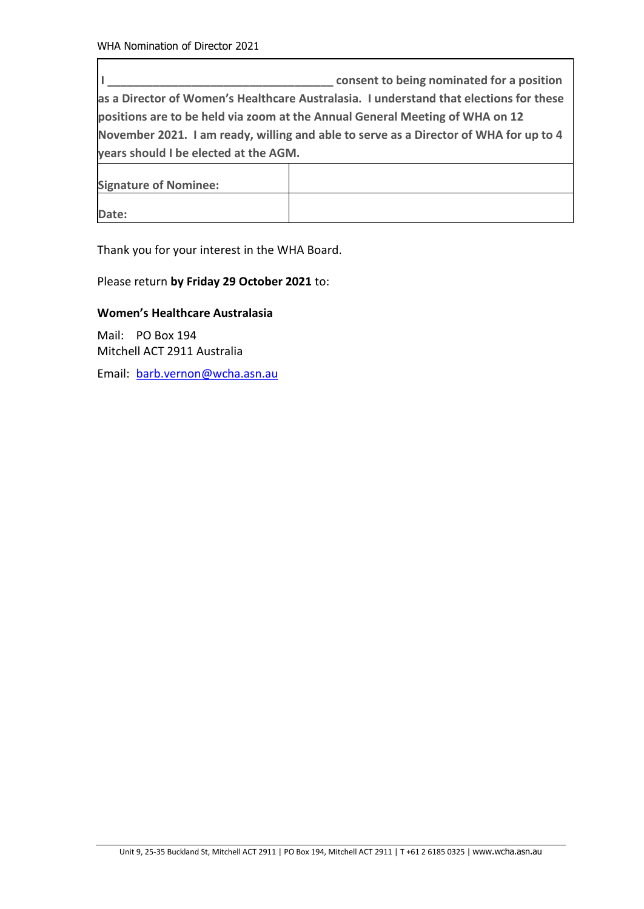**I \_\_\_\_\_\_\_\_\_\_\_\_\_\_\_\_\_\_\_\_\_\_\_\_\_\_\_\_\_\_\_\_\_\_\_ consent to being nominated for a position as a Director of Women's Healthcare Australasia. I understand that elections for these positions are to be held via zoom at the Annual General Meeting of WHA on 12 November 2021. I am ready, willing and able to serve as a Director of WHA for up to 4 years should I be elected at the AGM.**

| | |
|---|---|
| **Signature of Nominee:** | |
| **Date:** | |

Thank you for your interest in the WHA Board.

Please return **by Friday 29 October 2021** to:

**Women's Healthcare Australasia**

Mail: PO Box 194
Mitchell ACT 2911 Australia

Email: barb.vernon@wcha.asn.au